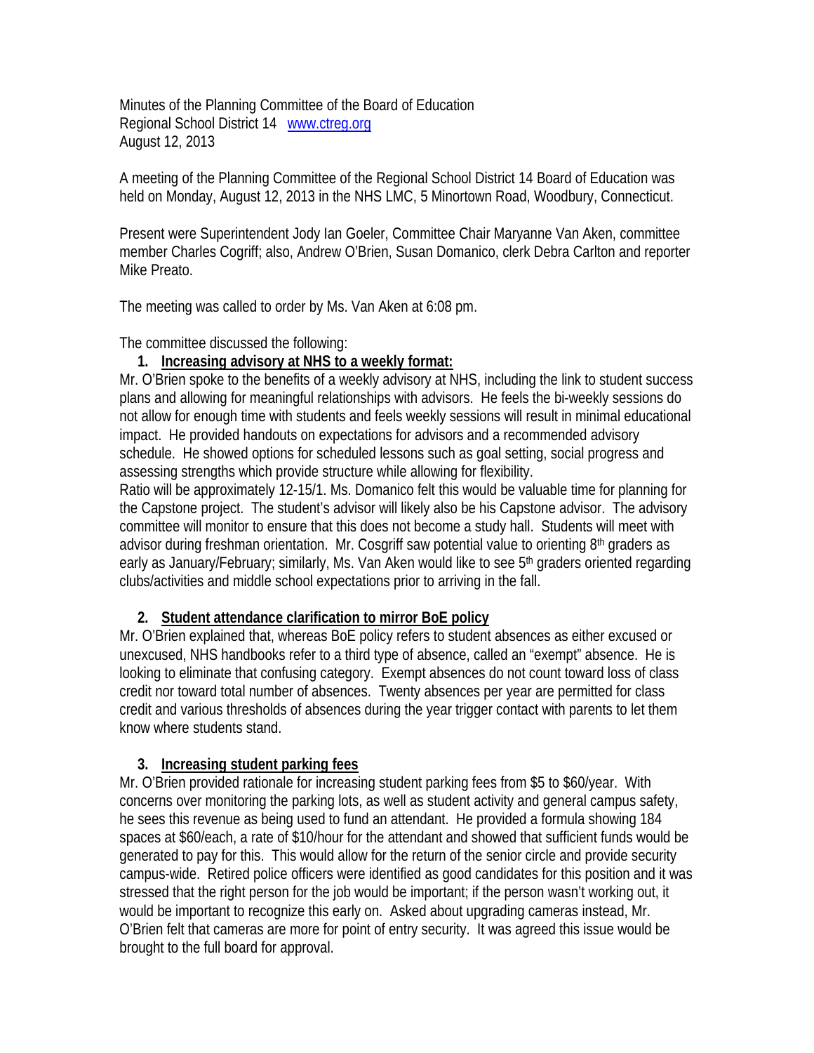Minutes of the Planning Committee of the Board of Education
Regional School District 14 www.ctreg.org
August 12, 2013

A meeting of the Planning Committee of the Regional School District 14 Board of Education was held on Monday, August 12, 2013 in the NHS LMC, 5 Minortown Road, Woodbury, Connecticut.

Present were Superintendent Jody Ian Goeler, Committee Chair Maryanne Van Aken, committee member Charles Cogriff; also, Andrew O'Brien, Susan Domanico, clerk Debra Carlton and reporter Mike Preato.

The meeting was called to order by Ms. Van Aken at 6:08 pm.

The committee discussed the following:

1. **Increasing advisory at NHS to a weekly format:**

Mr. O'Brien spoke to the benefits of a weekly advisory at NHS, including the link to student success plans and allowing for meaningful relationships with advisors. He feels the bi-weekly sessions do not allow for enough time with students and feels weekly sessions will result in minimal educational impact. He provided handouts on expectations for advisors and a recommended advisory schedule. He showed options for scheduled lessons such as goal setting, social progress and assessing strengths which provide structure while allowing for flexibility.
Ratio will be approximately 12-15/1. Ms. Domanico felt this would be valuable time for planning for the Capstone project. The student's advisor will likely also be his Capstone advisor. The advisory committee will monitor to ensure that this does not become a study hall. Students will meet with advisor during freshman orientation. Mr. Cosgriff saw potential value to orienting 8th graders as early as January/February; similarly, Ms. Van Aken would like to see 5th graders oriented regarding clubs/activities and middle school expectations prior to arriving in the fall.

2. **Student attendance clarification to mirror BoE policy**

Mr. O'Brien explained that, whereas BoE policy refers to student absences as either excused or unexcused, NHS handbooks refer to a third type of absence, called an "exempt" absence. He is looking to eliminate that confusing category. Exempt absences do not count toward loss of class credit nor toward total number of absences. Twenty absences per year are permitted for class credit and various thresholds of absences during the year trigger contact with parents to let them know where students stand.

3. **Increasing student parking fees**

Mr. O'Brien provided rationale for increasing student parking fees from $5 to $60/year. With concerns over monitoring the parking lots, as well as student activity and general campus safety, he sees this revenue as being used to fund an attendant. He provided a formula showing 184 spaces at $60/each, a rate of $10/hour for the attendant and showed that sufficient funds would be generated to pay for this. This would allow for the return of the senior circle and provide security campus-wide. Retired police officers were identified as good candidates for this position and it was stressed that the right person for the job would be important; if the person wasn't working out, it would be important to recognize this early on. Asked about upgrading cameras instead, Mr. O'Brien felt that cameras are more for point of entry security. It was agreed this issue would be brought to the full board for approval.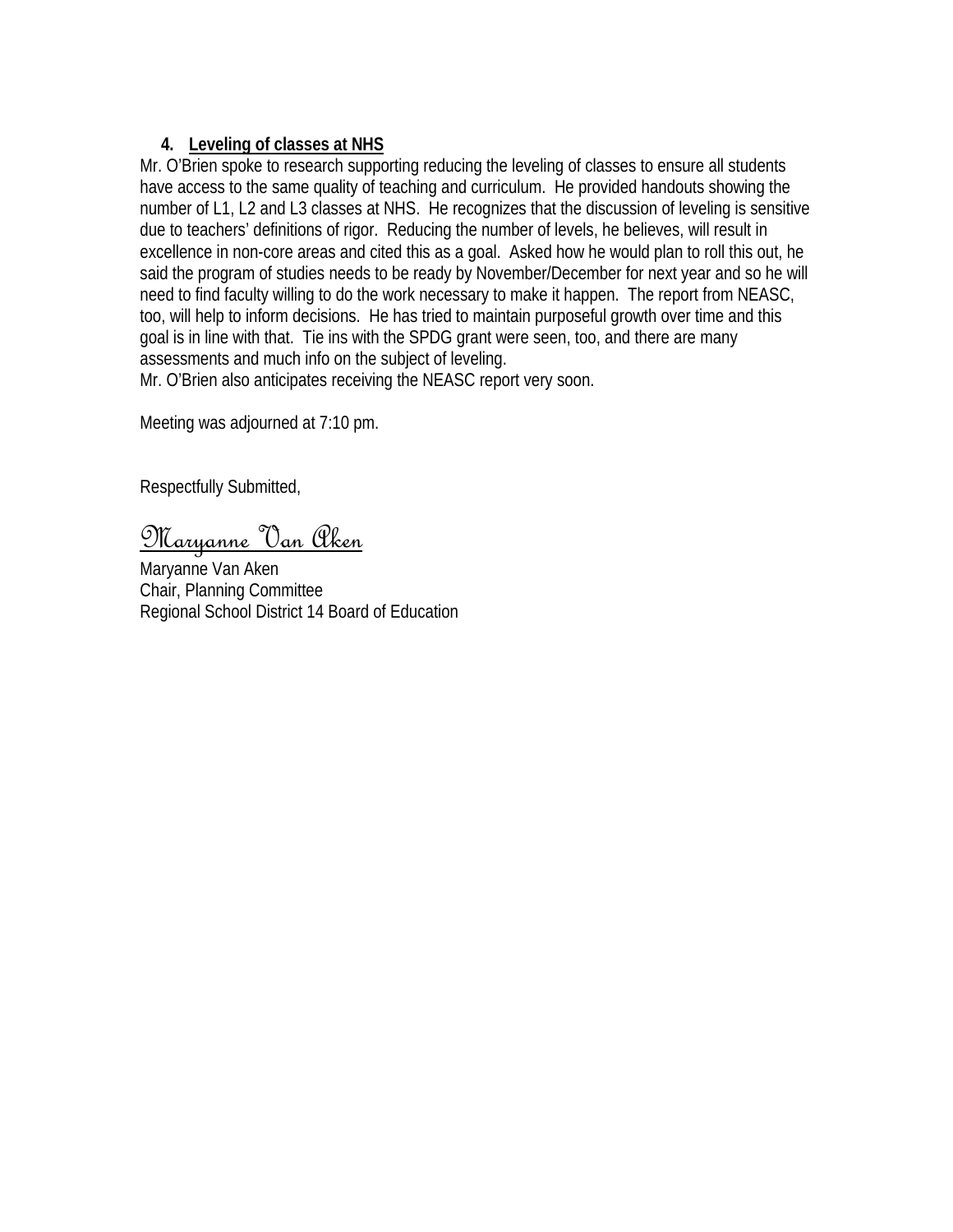4. **Leveling of classes at NHS**

Mr. O'Brien spoke to research supporting reducing the leveling of classes to ensure all students have access to the same quality of teaching and curriculum. He provided handouts showing the number of L1, L2 and L3 classes at NHS. He recognizes that the discussion of leveling is sensitive due to teachers' definitions of rigor. Reducing the number of levels, he believes, will result in excellence in non-core areas and cited this as a goal. Asked how he would plan to roll this out, he said the program of studies needs to be ready by November/December for next year and so he will need to find faculty willing to do the work necessary to make it happen. The report from NEASC, too, will help to inform decisions. He has tried to maintain purposeful growth over time and this goal is in line with that. Tie ins with the SPDG grant were seen, too, and there are many assessments and much info on the subject of leveling.
Mr. O'Brien also anticipates receiving the NEASC report very soon.

Meeting was adjourned at 7:10 pm.

Respectfully Submitted,

Maryanne Van Aken

Maryanne Van Aken
Chair, Planning Committee
Regional School District 14 Board of Education